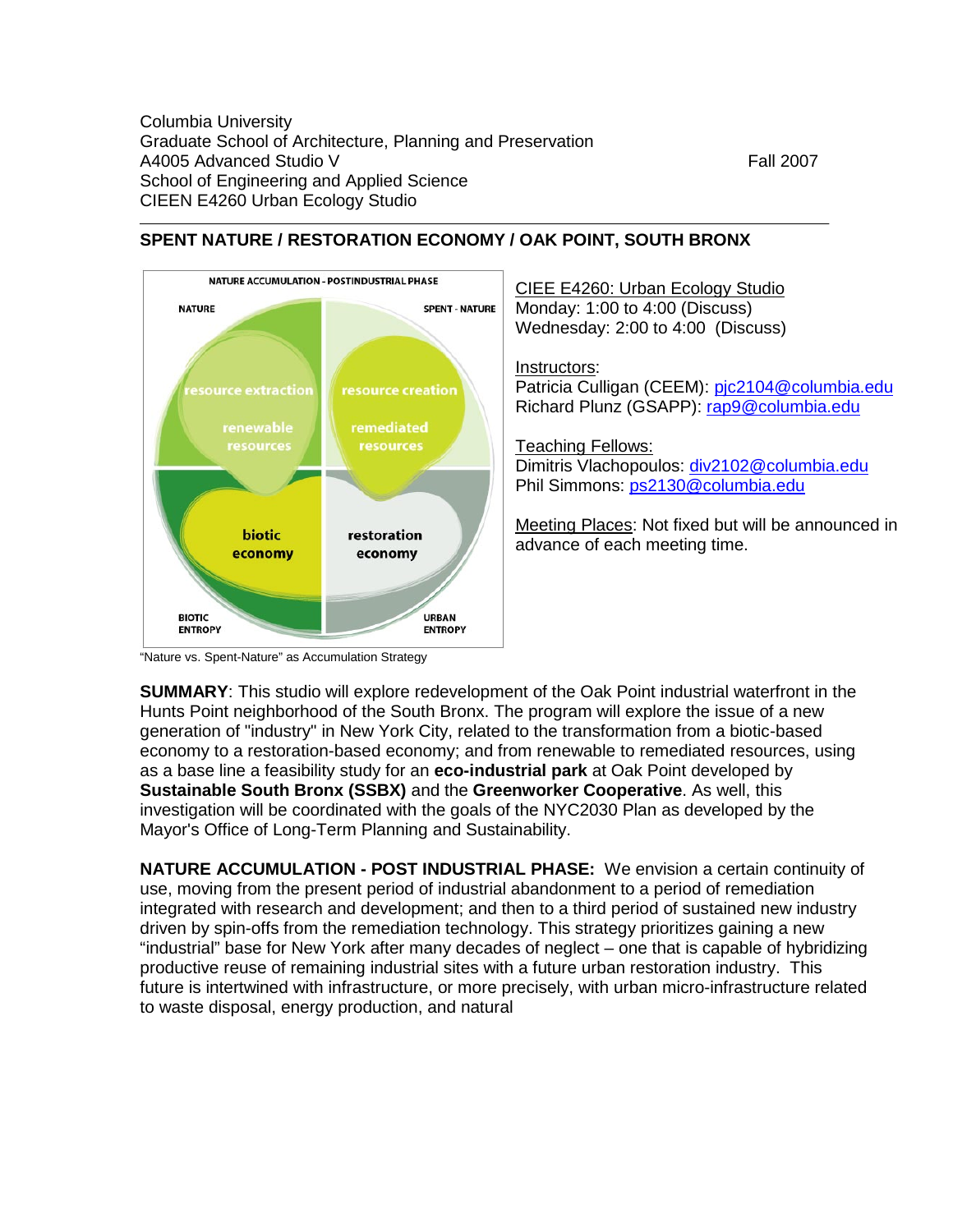Columbia University
Graduate School of Architecture, Planning and Preservation
A4005 Advanced Studio V — Fall 2007
School of Engineering and Applied Science
CIEEN E4260 Urban Ecology Studio

---

## SPENT NATURE / RESTORATION ECONOMY / OAK POINT, SOUTH BRONX

"Nature vs. Spent-Nature" as Accumulation Strategy

CIEE E4260: Urban Ecology Studio
Monday: 1:00 to 4:00 (Discuss)
Wednesday: 2:00 to 4:00 (Discuss)

Instructors:
Patricia Culligan (CEEM): pjc2104@columbia.edu
Richard Plunz (GSAPP): rap9@columbia.edu

Teaching Fellows:
Dimitris Vlachopoulos: div2102@columbia.edu
Phil Simmons: ps2130@columbia.edu

Meeting Places: Not fixed but will be announced in advance of each meeting time.

**SUMMARY**: This studio will explore redevelopment of the Oak Point industrial waterfront in the Hunts Point neighborhood of the South Bronx. The program will explore the issue of a new generation of "industry" in New York City, related to the transformation from a biotic-based economy to a restoration-based economy; and from renewable to remediated resources, using as a base line a feasibility study for an **eco-industrial park** at Oak Point developed by **Sustainable South Bronx (SSBX)** and the **Greenworker Cooperative**. As well, this investigation will be coordinated with the goals of the NYC2030 Plan as developed by the Mayor's Office of Long-Term Planning and Sustainability.

**NATURE ACCUMULATION - POST INDUSTRIAL PHASE:** We envision a certain continuity of use, moving from the present period of industrial abandonment to a period of remediation integrated with research and development; and then to a third period of sustained new industry driven by spin-offs from the remediation technology. This strategy prioritizes gaining a new "industrial" base for New York after many decades of neglect – one that is capable of hybridizing productive reuse of remaining industrial sites with a future urban restoration industry. This future is intertwined with infrastructure, or more precisely, with urban micro-infrastructure related to waste disposal, energy production, and natural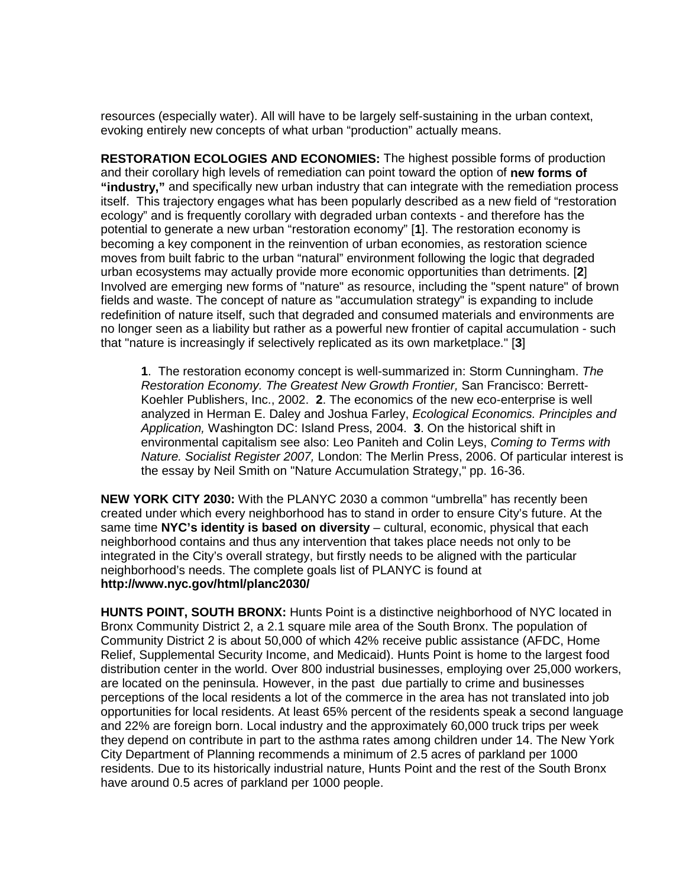resources (especially water). All will have to be largely self-sustaining in the urban context, evoking entirely new concepts of what urban "production" actually means.

**RESTORATION ECOLOGIES AND ECONOMIES:** The highest possible forms of production and their corollary high levels of remediation can point toward the option of **new forms of "industry,"** and specifically new urban industry that can integrate with the remediation process itself. This trajectory engages what has been popularly described as a new field of "restoration ecology" and is frequently corollary with degraded urban contexts - and therefore has the potential to generate a new urban "restoration economy" [**1**]. The restoration economy is becoming a key component in the reinvention of urban economies, as restoration science moves from built fabric to the urban "natural" environment following the logic that degraded urban ecosystems may actually provide more economic opportunities than detriments. [**2**] Involved are emerging new forms of "nature" as resource, including the "spent nature" of brown fields and waste. The concept of nature as "accumulation strategy" is expanding to include redefinition of nature itself, such that degraded and consumed materials and environments are no longer seen as a liability but rather as a powerful new frontier of capital accumulation - such that "nature is increasingly if selectively replicated as its own marketplace." [**3**]

> **1**. The restoration economy concept is well-summarized in: Storm Cunningham. *The Restoration Economy. The Greatest New Growth Frontier,* San Francisco: Berrett-Koehler Publishers, Inc., 2002. **2**. The economics of the new eco-enterprise is well analyzed in Herman E. Daley and Joshua Farley, *Ecological Economics. Principles and Application,* Washington DC: Island Press, 2004. **3**. On the historical shift in environmental capitalism see also: Leo Paniteh and Colin Leys, *Coming to Terms with Nature. Socialist Register 2007,* London: The Merlin Press, 2006. Of particular interest is the essay by Neil Smith on "Nature Accumulation Strategy," pp. 16-36.

**NEW YORK CITY 2030:** With the PLANYC 2030 a common "umbrella" has recently been created under which every neighborhood has to stand in order to ensure City's future. At the same time **NYC's identity is based on diversity** – cultural, economic, physical that each neighborhood contains and thus any intervention that takes place needs not only to be integrated in the City's overall strategy, but firstly needs to be aligned with the particular neighborhood's needs. The complete goals list of PLANYC is found at **http://www.nyc.gov/html/planc2030/**

**HUNTS POINT, SOUTH BRONX:** Hunts Point is a distinctive neighborhood of NYC located in Bronx Community District 2, a 2.1 square mile area of the South Bronx. The population of Community District 2 is about 50,000 of which 42% receive public assistance (AFDC, Home Relief, Supplemental Security Income, and Medicaid). Hunts Point is home to the largest food distribution center in the world. Over 800 industrial businesses, employing over 25,000 workers, are located on the peninsula. However, in the past due partially to crime and businesses perceptions of the local residents a lot of the commerce in the area has not translated into job opportunities for local residents. At least 65% percent of the residents speak a second language and 22% are foreign born. Local industry and the approximately 60,000 truck trips per week they depend on contribute in part to the asthma rates among children under 14. The New York City Department of Planning recommends a minimum of 2.5 acres of parkland per 1000 residents. Due to its historically industrial nature, Hunts Point and the rest of the South Bronx have around 0.5 acres of parkland per 1000 people.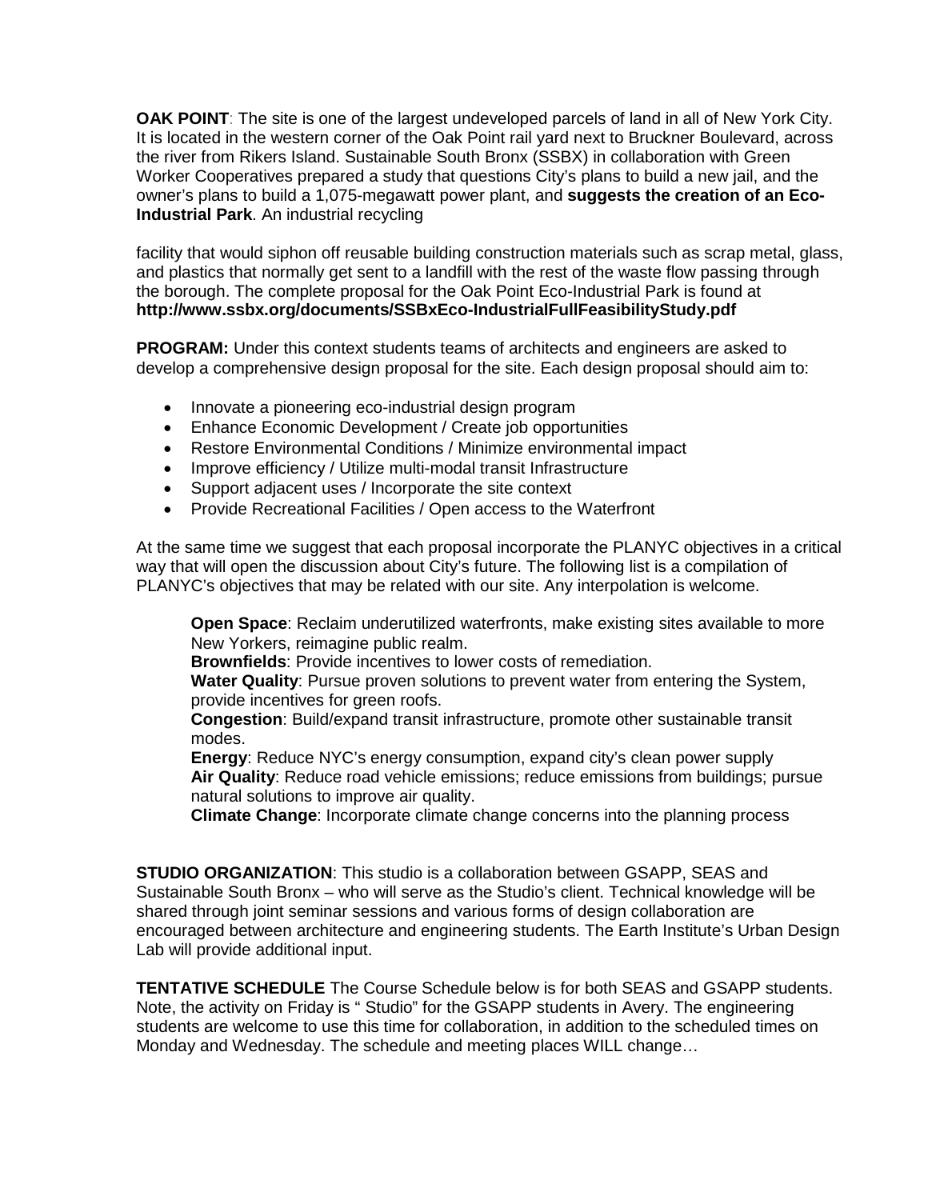**OAK POINT**: The site is one of the largest undeveloped parcels of land in all of New York City. It is located in the western corner of the Oak Point rail yard next to Bruckner Boulevard, across the river from Rikers Island. Sustainable South Bronx (SSBX) in collaboration with Green Worker Cooperatives prepared a study that questions City's plans to build a new jail, and the owner's plans to build a 1,075-megawatt power plant, and **suggests the creation of an Eco-Industrial Park**. An industrial recycling

facility that would siphon off reusable building construction materials such as scrap metal, glass, and plastics that normally get sent to a landfill with the rest of the waste flow passing through the borough. The complete proposal for the Oak Point Eco-Industrial Park is found at **http://www.ssbx.org/documents/SSBxEco-IndustrialFullFeasibilityStudy.pdf**

**PROGRAM:** Under this context students teams of architects and engineers are asked to develop a comprehensive design proposal for the site. Each design proposal should aim to:

- Innovate a pioneering eco-industrial design program
- Enhance Economic Development / Create job opportunities
- Restore Environmental Conditions / Minimize environmental impact
- Improve efficiency / Utilize multi-modal transit Infrastructure
- Support adjacent uses / Incorporate the site context
- Provide Recreational Facilities / Open access to the Waterfront

At the same time we suggest that each proposal incorporate the PLANYC objectives in a critical way that will open the discussion about City's future. The following list is a compilation of PLANYC's objectives that may be related with our site. Any interpolation is welcome.

> **Open Space**: Reclaim underutilized waterfronts, make existing sites available to more New Yorkers, reimagine public realm.
> **Brownfields**: Provide incentives to lower costs of remediation.
> **Water Quality**: Pursue proven solutions to prevent water from entering the System, provide incentives for green roofs.
> **Congestion**: Build/expand transit infrastructure, promote other sustainable transit modes.
> **Energy**: Reduce NYC's energy consumption, expand city's clean power supply
> **Air Quality**: Reduce road vehicle emissions; reduce emissions from buildings; pursue natural solutions to improve air quality.
> **Climate Change**: Incorporate climate change concerns into the planning process

**STUDIO ORGANIZATION**: This studio is a collaboration between GSAPP, SEAS and Sustainable South Bronx – who will serve as the Studio's client. Technical knowledge will be shared through joint seminar sessions and various forms of design collaboration are encouraged between architecture and engineering students. The Earth Institute's Urban Design Lab will provide additional input.

**TENTATIVE SCHEDULE** The Course Schedule below is for both SEAS and GSAPP students. Note, the activity on Friday is " Studio" for the GSAPP students in Avery. The engineering students are welcome to use this time for collaboration, in addition to the scheduled times on Monday and Wednesday. The schedule and meeting places WILL change…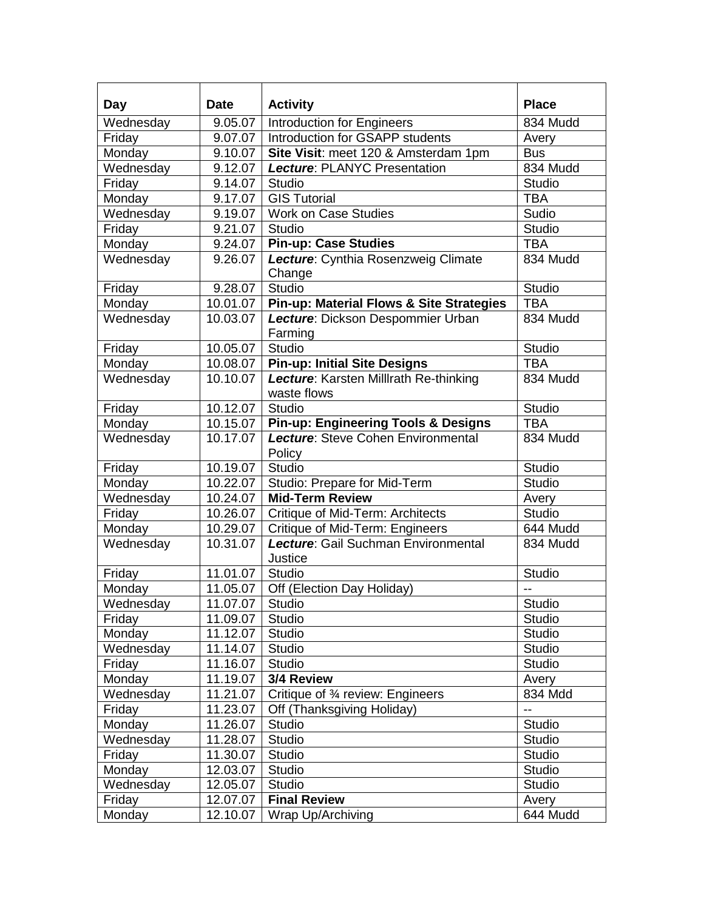| Day | Date | Activity | Place |
|---|---|---|---|
| Wednesday | 9.05.07 | Introduction for Engineers | 834 Mudd |
| Friday | 9.07.07 | Introduction for GSAPP students | Avery |
| Monday | 9.10.07 | **Site Visit**: meet 120 & Amsterdam 1pm | Bus |
| Wednesday | 9.12.07 | ***Lecture***: PLANYC Presentation | 834 Mudd |
| Friday | 9.14.07 | Studio | Studio |
| Monday | 9.17.07 | GIS Tutorial | TBA |
| Wednesday | 9.19.07 | Work on Case Studies | Sudio |
| Friday | 9.21.07 | Studio | Studio |
| Monday | 9.24.07 | **Pin-up: Case Studies** | TBA |
| Wednesday | 9.26.07 | ***Lecture***: Cynthia Rosenzweig Climate Change | 834 Mudd |
| Friday | 9.28.07 | Studio | Studio |
| Monday | 10.01.07 | **Pin-up: Material Flows & Site Strategies** | TBA |
| Wednesday | 10.03.07 | ***Lecture***: Dickson Despommier Urban Farming | 834 Mudd |
| Friday | 10.05.07 | Studio | Studio |
| Monday | 10.08.07 | **Pin-up: Initial Site Designs** | TBA |
| Wednesday | 10.10.07 | ***Lecture***: Karsten Milllrath Re-thinking waste flows | 834 Mudd |
| Friday | 10.12.07 | Studio | Studio |
| Monday | 10.15.07 | **Pin-up: Engineering Tools & Designs** | TBA |
| Wednesday | 10.17.07 | ***Lecture***: Steve Cohen Environmental Policy | 834 Mudd |
| Friday | 10.19.07 | Studio | Studio |
| Monday | 10.22.07 | Studio: Prepare for Mid-Term | Studio |
| Wednesday | 10.24.07 | **Mid-Term Review** | Avery |
| Friday | 10.26.07 | Critique of Mid-Term: Architects | Studio |
| Monday | 10.29.07 | Critique of Mid-Term: Engineers | 644 Mudd |
| Wednesday | 10.31.07 | ***Lecture***: Gail Suchman Environmental Justice | 834 Mudd |
| Friday | 11.01.07 | Studio | Studio |
| Monday | 11.05.07 | Off (Election Day Holiday) | -- |
| Wednesday | 11.07.07 | Studio | Studio |
| Friday | 11.09.07 | Studio | Studio |
| Monday | 11.12.07 | Studio | Studio |
| Wednesday | 11.14.07 | Studio | Studio |
| Friday | 11.16.07 | Studio | Studio |
| Monday | 11.19.07 | **3/4 Review** | Avery |
| Wednesday | 11.21.07 | Critique of ¾ review: Engineers | 834 Mdd |
| Friday | 11.23.07 | Off (Thanksgiving Holiday) | -- |
| Monday | 11.26.07 | Studio | Studio |
| Wednesday | 11.28.07 | Studio | Studio |
| Friday | 11.30.07 | Studio | Studio |
| Monday | 12.03.07 | Studio | Studio |
| Wednesday | 12.05.07 | Studio | Studio |
| Friday | 12.07.07 | **Final Review** | Avery |
| Monday | 12.10.07 | Wrap Up/Archiving | 644 Mudd |